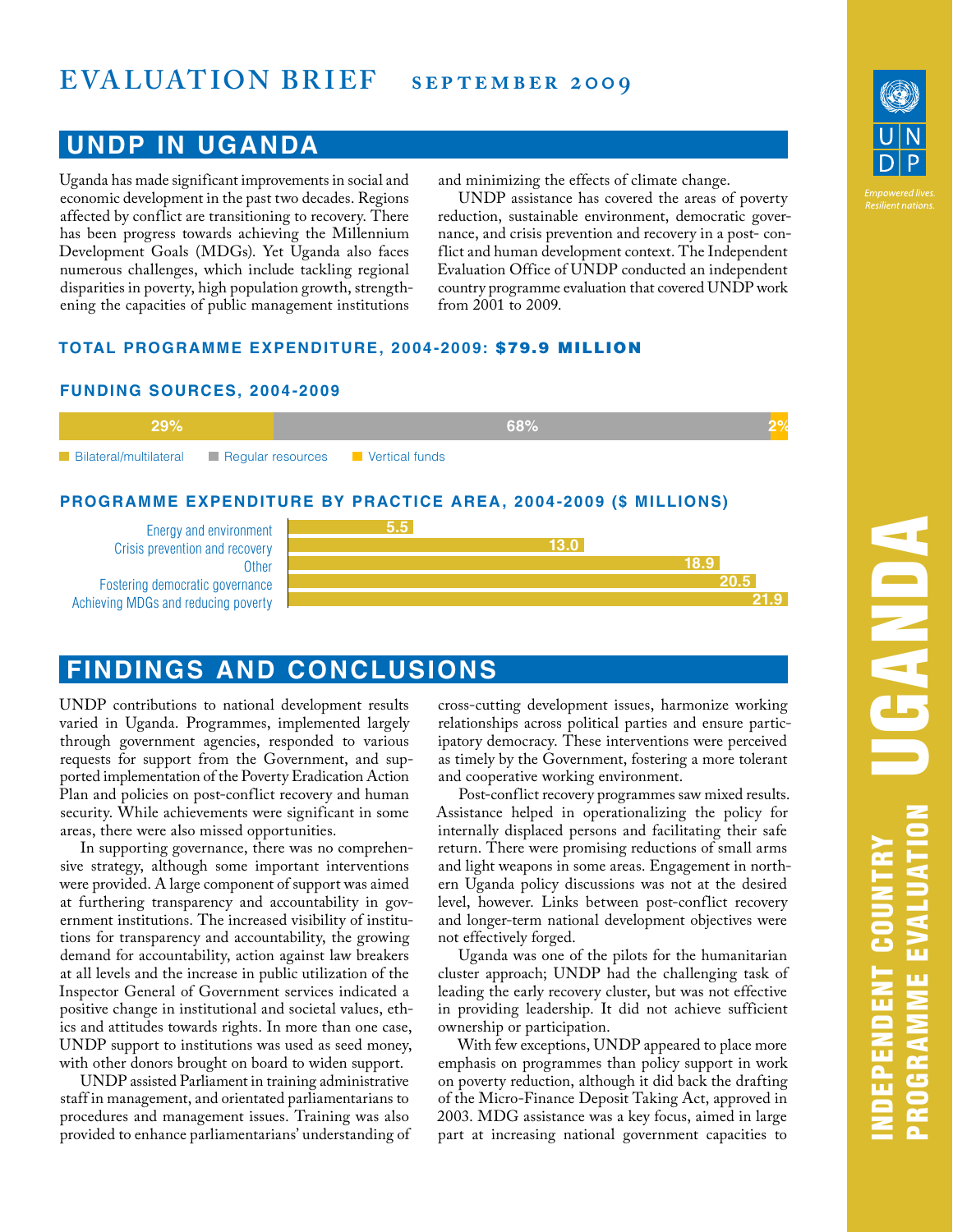# EVALUATION BRIEF SEPTEMBER 2009

## UNDP IN UGANDA

Uganda has made significant improvements in social and economic development in the past two decades. Regions affected by conflict are transitioning to recovery. There has been progress towards achieving the Millennium Development Goals (MDGs). Yet Uganda also faces numerous challenges, which include tackling regional disparities in poverty, high population growth, strengthening the capacities of public management institutions and minimizing the effects of climate change.

UNDP assistance has covered the areas of poverty reduction, sustainable environment, democratic governance, and crisis prevention and recovery in a post-conflict and human development context. The Independent Evaluation Office of UNDP conducted an independent country programme evaluation that covered UNDP work from 2001 to 2009.

### TOTAL PROGRAMME EXPENDITURE, 2004-2009: $79.9 MILLION

### FUNDING SOURCES, 2004-2009

| Source | Share |
| --- | --- |
| Bilateral/multilateral | 29% |
| Regular resources | 68% |
| Vertical funds | 2% |

### PROGRAMME EXPENDITURE BY PRACTICE AREA, 2004-2009 ($ MILLIONS)

| Practice area | $ millions |
| --- | --- |
| Energy and environment | 5.5 |
| Crisis prevention and recovery | 13.0 |
| Other | 18.9 |
| Fostering democratic governance | 20.5 |
| Achieving MDGs and reducing poverty | 21.9 |

## FINDINGS AND CONCLUSIONS

UNDP contributions to national development results varied in Uganda. Programmes, implemented largely through government agencies, responded to various requests for support from the Government, and supported implementation of the Poverty Eradication Action Plan and policies on post-conflict recovery and human security. While achievements were significant in some areas, there were also missed opportunities.

In supporting governance, there was no comprehensive strategy, although some important interventions were provided. A large component of support was aimed at furthering transparency and accountability in government institutions. The increased visibility of institutions for transparency and accountability, the growing demand for accountability, action against law breakers at all levels and the increase in public utilization of the Inspector General of Government services indicated a positive change in institutional and societal values, ethics and attitudes towards rights. In more than one case, UNDP support to institutions was used as seed money, with other donors brought on board to widen support.

UNDP assisted Parliament in training administrative staff in management, and orientated parliamentarians to procedures and management issues. Training was also provided to enhance parliamentarians' understanding of cross-cutting development issues, harmonize working relationships across political parties and ensure participatory democracy. These interventions were perceived as timely by the Government, fostering a more tolerant and cooperative working environment.

Post-conflict recovery programmes saw mixed results. Assistance helped in operationalizing the policy for internally displaced persons and facilitating their safe return. There were promising reductions of small arms and light weapons in some areas. Engagement in northern Uganda policy discussions was not at the desired level, however. Links between post-conflict recovery and longer-term national development objectives were not effectively forged.

Uganda was one of the pilots for the humanitarian cluster approach; UNDP had the challenging task of leading the early recovery cluster, but was not effective in providing leadership. It did not achieve sufficient ownership or participation.

With few exceptions, UNDP appeared to place more emphasis on programmes than policy support in work on poverty reduction, although it did back the drafting of the Micro-Finance Deposit Taking Act, approved in 2003. MDG assistance was a key focus, aimed in large part at increasing national government capacities to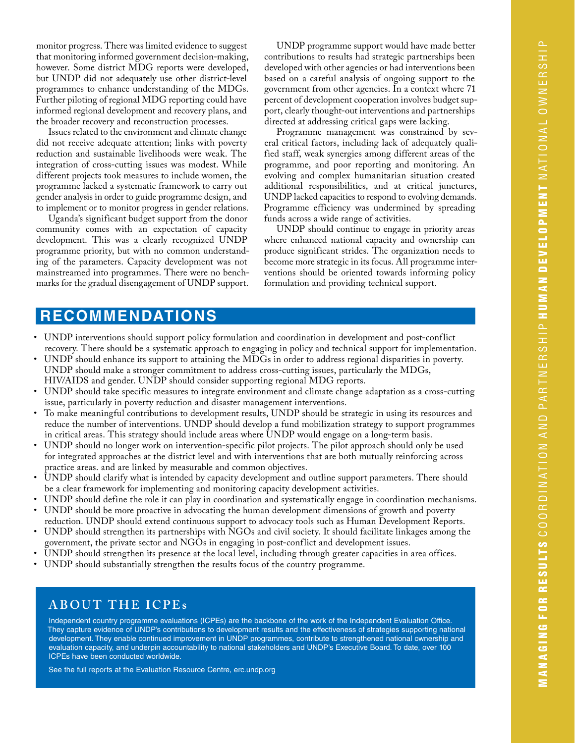monitor progress. There was limited evidence to suggest that monitoring informed government decision-making, however. Some district MDG reports were developed, but UNDP did not adequately use other district-level programmes to enhance understanding of the MDGs. Further piloting of regional MDG reporting could have informed regional development and recovery plans, and the broader recovery and reconstruction processes.

Issues related to the environment and climate change did not receive adequate attention; links with poverty reduction and sustainable livelihoods were weak. The integration of cross-cutting issues was modest. While different projects took measures to include women, the programme lacked a systematic framework to carry out gender analysis in order to guide programme design, and to implement or to monitor progress in gender relations.

Uganda's significant budget support from the donor community comes with an expectation of capacity development. This was a clearly recognized UNDP programme priority, but with no common understanding of the parameters. Capacity development was not mainstreamed into programmes. There were no benchmarks for the gradual disengagement of UNDP support.

UNDP programme support would have made better contributions to results had strategic partnerships been developed with other agencies or had interventions been based on a careful analysis of ongoing support to the government from other agencies. In a context where 71 percent of development cooperation involves budget support, clearly thought-out interventions and partnerships directed at addressing critical gaps were lacking.

Programme management was constrained by several critical factors, including lack of adequately qualified staff, weak synergies among different areas of the programme, and poor reporting and monitoring. An evolving and complex humanitarian situation created additional responsibilities, and at critical junctures, UNDP lacked capacities to respond to evolving demands. Programme efficiency was undermined by spreading funds across a wide range of activities.

UNDP should continue to engage in priority areas where enhanced national capacity and ownership can produce significant strides. The organization needs to become more strategic in its focus. All programme interventions should be oriented towards informing policy formulation and providing technical support.

## RECOMMENDATIONS

- UNDP interventions should support policy formulation and coordination in development and post-conflict recovery. There should be a systematic approach to engaging in policy and technical support for implementation.
- UNDP should enhance its support to attaining the MDGs in order to address regional disparities in poverty. UNDP should make a stronger commitment to address cross-cutting issues, particularly the MDGs, HIV/AIDS and gender. UNDP should consider supporting regional MDG reports.
- UNDP should take specific measures to integrate environment and climate change adaptation as a cross-cutting issue, particularly in poverty reduction and disaster management interventions.
- To make meaningful contributions to development results, UNDP should be strategic in using its resources and reduce the number of interventions. UNDP should develop a fund mobilization strategy to support programmes in critical areas. This strategy should include areas where UNDP would engage on a long-term basis.
- UNDP should no longer work on intervention-specific pilot projects. The pilot approach should only be used for integrated approaches at the district level and with interventions that are both mutually reinforcing across practice areas. and are linked by measurable and common objectives.
- UNDP should clarify what is intended by capacity development and outline support parameters. There should be a clear framework for implementing and monitoring capacity development activities.
- UNDP should define the role it can play in coordination and systematically engage in coordination mechanisms.
- UNDP should be more proactive in advocating the human development dimensions of growth and poverty reduction. UNDP should extend continuous support to advocacy tools such as Human Development Reports.
- UNDP should strengthen its partnerships with NGOs and civil society. It should facilitate linkages among the government, the private sector and NGOs in engaging in post-conflict and development issues.
- UNDP should strengthen its presence at the local level, including through greater capacities in area offices.
- UNDP should substantially strengthen the results focus of the country programme.

## ABOUT THE ICPEs

Independent country programme evaluations (ICPEs) are the backbone of the work of the Independent Evaluation Office. They capture evidence of UNDP's contributions to development results and the effectiveness of strategies supporting national development. They enable continued improvement in UNDP programmes, contribute to strengthened national ownership and evaluation capacity, and underpin accountability to national stakeholders and UNDP's Executive Board. To date, over 100 ICPEs have been conducted worldwide.

See the full reports at the Evaluation Resource Centre, erc.undp.org